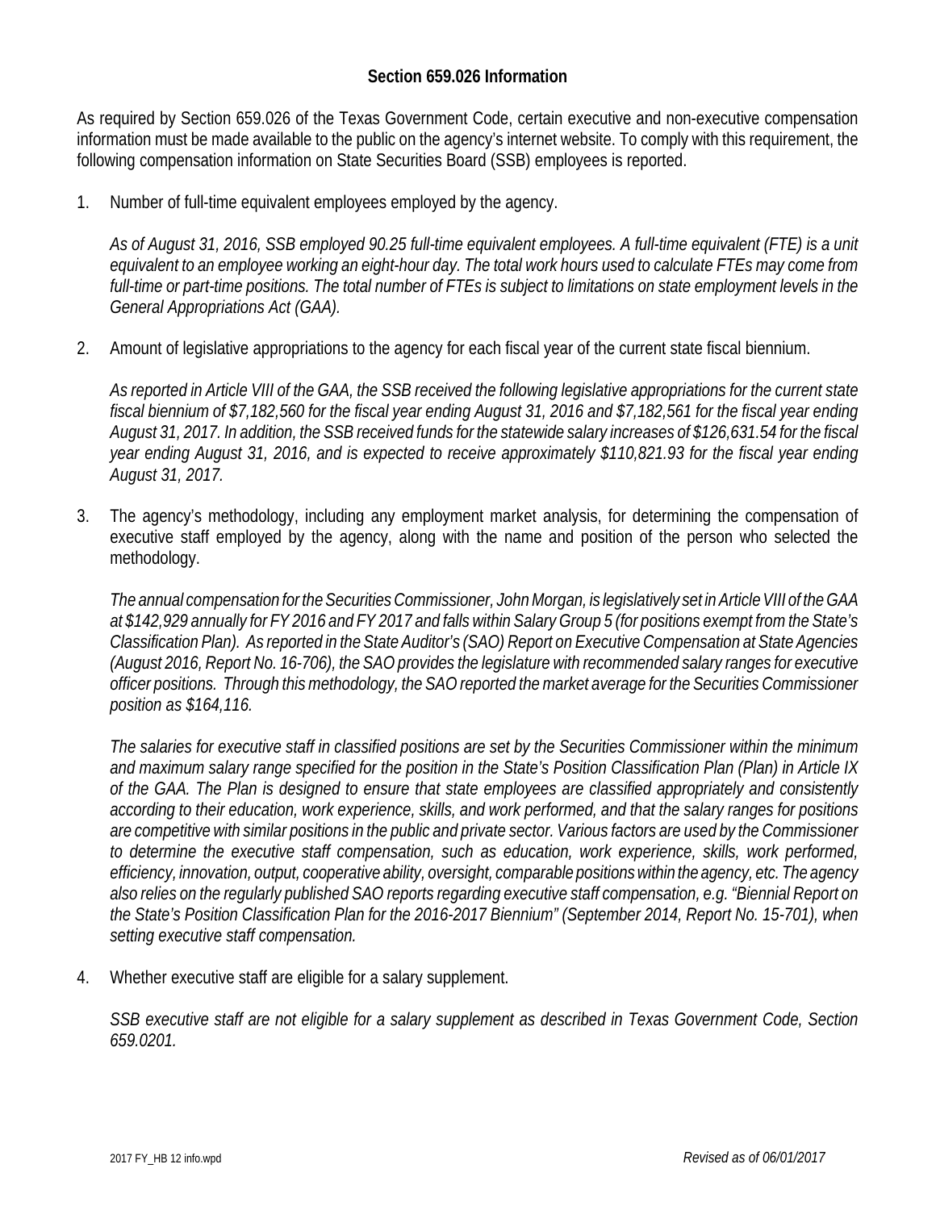## Section 659.026 Information

As required by Section 659.026 of the Texas Government Code, certain executive and non-executive compensation information must be made available to the public on the agency's internet website. To comply with this requirement, the following compensation information on State Securities Board (SSB) employees is reported.

1. Number of full-time equivalent employees employed by the agency.

   *As of August 31, 2016, SSB employed 90.25 full-time equivalent employees. A full-time equivalent (FTE) is a unit equivalent to an employee working an eight-hour day. The total work hours used to calculate FTEs may come from full-time or part-time positions. The total number of FTEs is subject to limitations on state employment levels in the General Appropriations Act (GAA).*

2. Amount of legislative appropriations to the agency for each fiscal year of the current state fiscal biennium.

   *As reported in Article VIII of the GAA, the SSB received the following legislative appropriations for the current state fiscal biennium of $7,182,560 for the fiscal year ending August 31, 2016 and $7,182,561 for the fiscal year ending August 31, 2017. In addition, the SSB received funds for the statewide salary increases of $126,631.54 for the fiscal year ending August 31, 2016, and is expected to receive approximately $110,821.93 for the fiscal year ending August 31, 2017.*

3. The agency's methodology, including any employment market analysis, for determining the compensation of executive staff employed by the agency, along with the name and position of the person who selected the methodology.

   *The annual compensation for the Securities Commissioner, John Morgan, is legislatively set in Article VIII of the GAA at $142,929 annually for FY 2016 and FY 2017 and falls within Salary Group 5 (for positions exempt from the State's Classification Plan). As reported in the State Auditor's (SAO) Report on Executive Compensation at State Agencies (August 2016, Report No. 16-706), the SAO provides the legislature with recommended salary ranges for executive officer positions. Through this methodology, the SAO reported the market average for the Securities Commissioner position as $164,116.*

   *The salaries for executive staff in classified positions are set by the Securities Commissioner within the minimum and maximum salary range specified for the position in the State's Position Classification Plan (Plan) in Article IX of the GAA. The Plan is designed to ensure that state employees are classified appropriately and consistently according to their education, work experience, skills, and work performed, and that the salary ranges for positions are competitive with similar positions in the public and private sector. Various factors are used by the Commissioner to determine the executive staff compensation, such as education, work experience, skills, work performed, efficiency, innovation, output, cooperative ability, oversight, comparable positions within the agency, etc. The agency also relies on the regularly published SAO reports regarding executive staff compensation, e.g. "Biennial Report on the State's Position Classification Plan for the 2016-2017 Biennium" (September 2014, Report No. 15-701), when setting executive staff compensation.*

4. Whether executive staff are eligible for a salary supplement.

   *SSB executive staff are not eligible for a salary supplement as described in Texas Government Code, Section 659.0201.*

2017 FY_HB 12 info.wpd *Revised as of 06/01/2017*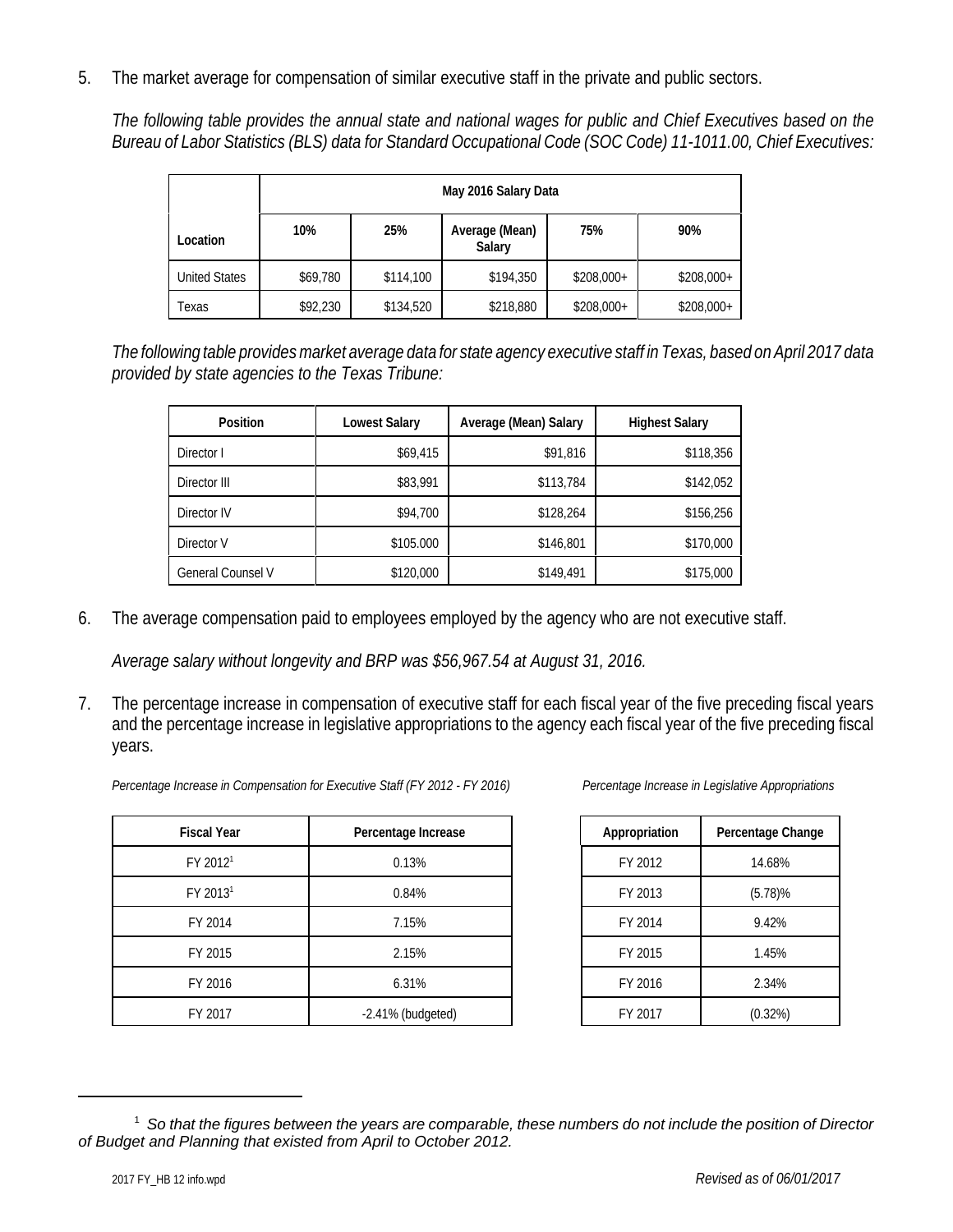5. The market average for compensation of similar executive staff in the private and public sectors.

   *The following table provides the annual state and national wages for public and Chief Executives based on the Bureau of Labor Statistics (BLS) data for Standard Occupational Code (SOC Code) 11-1011.00, Chief Executives:*

| | May 2016 Salary Data | | | | |
|---|---|---|---|---|---|
| Location | 10% | 25% | Average (Mean) Salary | 75% | 90% |
| United States | $69,780 | $114,100 | $194,350 | $208,000+ | $208,000+ |
| Texas | $92,230 | $134,520 | $218,880 | $208,000+ | $208,000+ |

   *The following table provides market average data for state agency executive staff in Texas, based on April 2017 data provided by state agencies to the Texas Tribune:*

| Position | Lowest Salary | Average (Mean) Salary | Highest Salary |
|---|---|---|---|
| Director I | $69,415 | $91,816 | $118,356 |
| Director III | $83,991 | $113,784 | $142,052 |
| Director IV | $94,700 | $128,264 | $156,256 |
| Director V | $105.000 | $146,801 | $170,000 |
| General Counsel V | $120,000 | $149,491 | $175,000 |

6. The average compensation paid to employees employed by the agency who are not executive staff.

   *Average salary without longevity and BRP was $56,967.54 at August 31, 2016.*

7. The percentage increase in compensation of executive staff for each fiscal year of the five preceding fiscal years and the percentage increase in legislative appropriations to the agency each fiscal year of the five preceding fiscal years.

*Percentage Increase in Compensation for Executive Staff (FY 2012 - FY 2016)*

| Fiscal Year | Percentage Increase |
|---|---|
| FY 2012[1] | 0.13% |
| FY 2013[1] | 0.84% |
| FY 2014 | 7.15% |
| FY 2015 | 2.15% |
| FY 2016 | 6.31% |
| FY 2017 | -2.41% (budgeted) |

*Percentage Increase in Legislative Appropriations*

| Appropriation | Percentage Change |
|---|---|
| FY 2012 | 14.68% |
| FY 2013 | (5.78)% |
| FY 2014 | 9.42% |
| FY 2015 | 1.45% |
| FY 2016 | 2.34% |
| FY 2017 | (0.32%) |

[1] *So that the figures between the years are comparable, these numbers do not include the position of Director of Budget and Planning that existed from April to October 2012.*